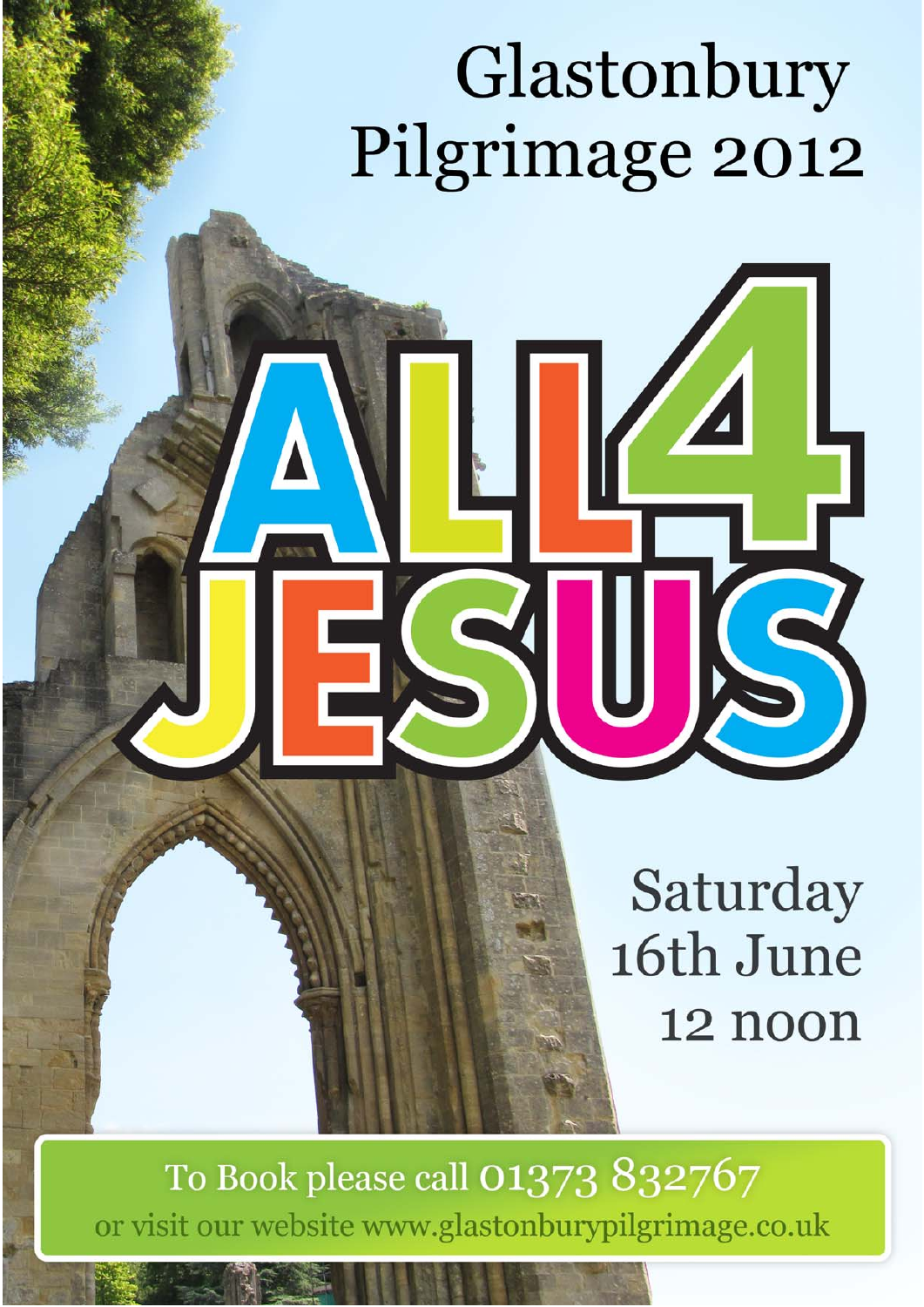# Glastonbury Pilgrimage 2012

# ALL4 JESUS

Saturday
16th June
12 noon

To Book please call 01373 832767
or visit our website www.glastonburypilgrimage.co.uk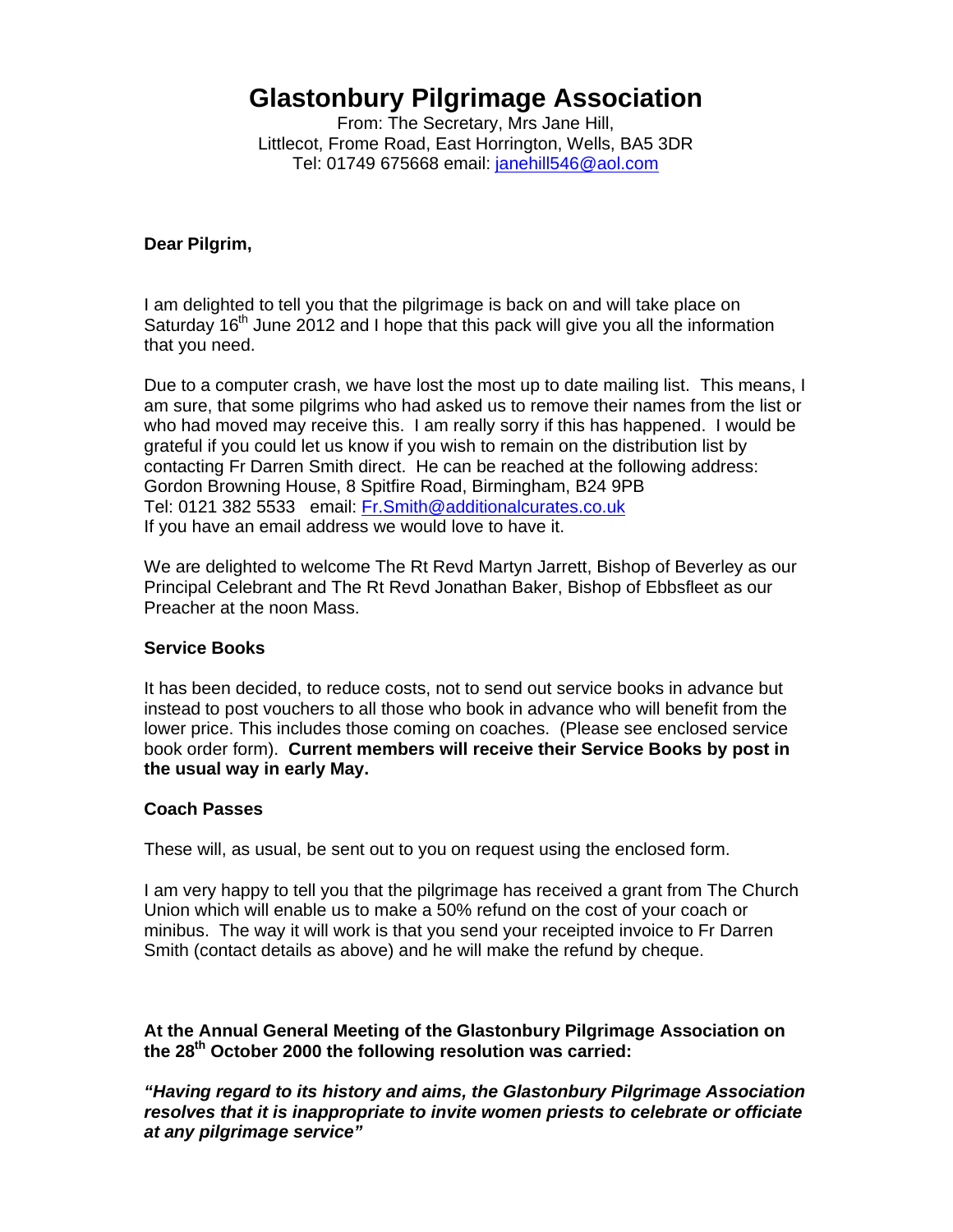# Glastonbury Pilgrimage Association

From: The Secretary, Mrs Jane Hill,
Littlecot, Frome Road, East Horrington, Wells, BA5 3DR
Tel: 01749 675668 email: janehill546@aol.com

**Dear Pilgrim,**

I am delighted to tell you that the pilgrimage is back on and will take place on Saturday 16th June 2012 and I hope that this pack will give you all the information that you need.

Due to a computer crash, we have lost the most up to date mailing list. This means, I am sure, that some pilgrims who had asked us to remove their names from the list or who had moved may receive this. I am really sorry if this has happened. I would be grateful if you could let us know if you wish to remain on the distribution list by contacting Fr Darren Smith direct. He can be reached at the following address: Gordon Browning House, 8 Spitfire Road, Birmingham, B24 9PB
Tel: 0121 382 5533 email: Fr.Smith@additionalcurates.co.uk
If you have an email address we would love to have it.

We are delighted to welcome The Rt Revd Martyn Jarrett, Bishop of Beverley as our Principal Celebrant and The Rt Revd Jonathan Baker, Bishop of Ebbsfleet as our Preacher at the noon Mass.

**Service Books**

It has been decided, to reduce costs, not to send out service books in advance but instead to post vouchers to all those who book in advance who will benefit from the lower price. This includes those coming on coaches. (Please see enclosed service book order form). **Current members will receive their Service Books by post in the usual way in early May.**

**Coach Passes**

These will, as usual, be sent out to you on request using the enclosed form.

I am very happy to tell you that the pilgrimage has received a grant from The Church Union which will enable us to make a 50% refund on the cost of your coach or minibus. The way it will work is that you send your receipted invoice to Fr Darren Smith (contact details as above) and he will make the refund by cheque.

**At the Annual General Meeting of the Glastonbury Pilgrimage Association on the 28th October 2000 the following resolution was carried:**

***"Having regard to its history and aims, the Glastonbury Pilgrimage Association resolves that it is inappropriate to invite women priests to celebrate or officiate at any pilgrimage service"***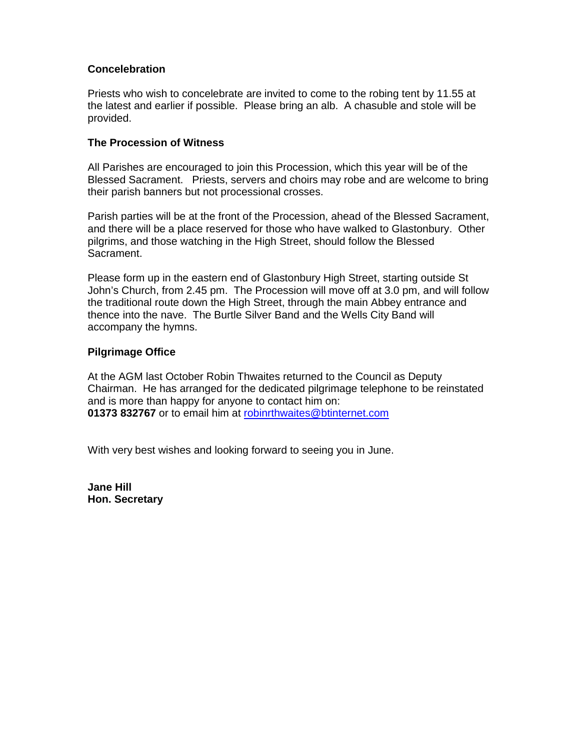**Concelebration**

Priests who wish to concelebrate are invited to come to the robing tent by 11.55 at the latest and earlier if possible. Please bring an alb. A chasuble and stole will be provided.

**The Procession of Witness**

All Parishes are encouraged to join this Procession, which this year will be of the Blessed Sacrament. Priests, servers and choirs may robe and are welcome to bring their parish banners but not processional crosses.

Parish parties will be at the front of the Procession, ahead of the Blessed Sacrament, and there will be a place reserved for those who have walked to Glastonbury. Other pilgrims, and those watching in the High Street, should follow the Blessed Sacrament.

Please form up in the eastern end of Glastonbury High Street, starting outside St John's Church, from 2.45 pm. The Procession will move off at 3.0 pm, and will follow the traditional route down the High Street, through the main Abbey entrance and thence into the nave. The Burtle Silver Band and the Wells City Band will accompany the hymns.

**Pilgrimage Office**

At the AGM last October Robin Thwaites returned to the Council as Deputy Chairman. He has arranged for the dedicated pilgrimage telephone to be reinstated and is more than happy for anyone to contact him on:
**01373 832767** or to email him at robinrthwaites@btinternet.com

With very best wishes and looking forward to seeing you in June.

**Jane Hill**
**Hon. Secretary**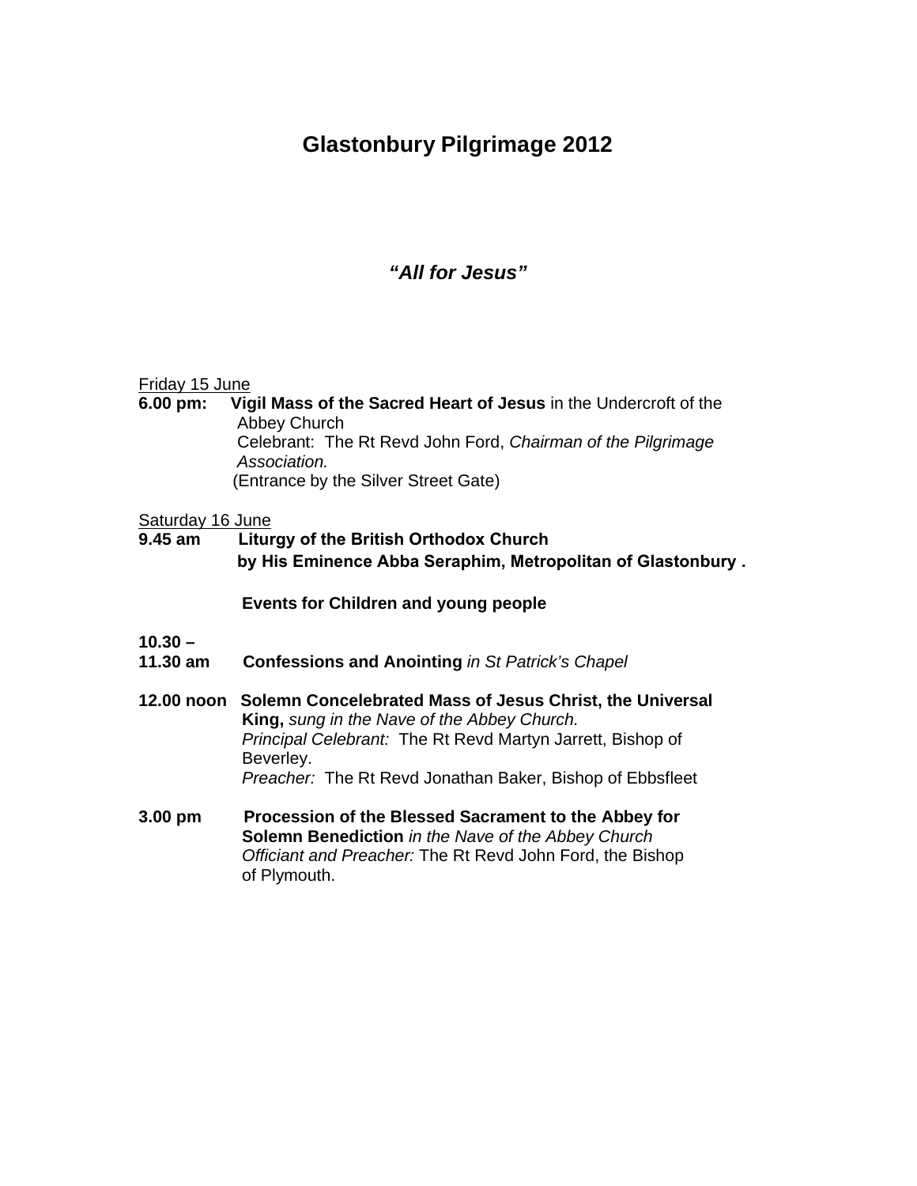# Glastonbury Pilgrimage 2012

***"All for Jesus"***

Friday 15 June

**6.00 pm:** **Vigil Mass of the Sacred Heart of Jesus** in the Undercroft of the Abbey Church
Celebrant: The Rt Revd John Ford, *Chairman of the Pilgrimage Association.*
(Entrance by the Silver Street Gate)

Saturday 16 June

**9.45 am** **Liturgy of the British Orthodox Church by His Eminence Abba Seraphim, Metropolitan of Glastonbury .**

**Events for Children and young people**

**10.30 – 11.30 am** **Confessions and Anointing** *in St Patrick's Chapel*

**12.00 noon** **Solemn Concelebrated Mass of Jesus Christ, the Universal King,** *sung in the Nave of the Abbey Church.*
*Principal Celebrant:* The Rt Revd Martyn Jarrett, Bishop of Beverley.
*Preacher:* The Rt Revd Jonathan Baker, Bishop of Ebbsfleet

**3.00 pm** **Procession of the Blessed Sacrament to the Abbey for Solemn Benediction** *in the Nave of the Abbey Church*
*Officiant and Preacher:* The Rt Revd John Ford, the Bishop of Plymouth.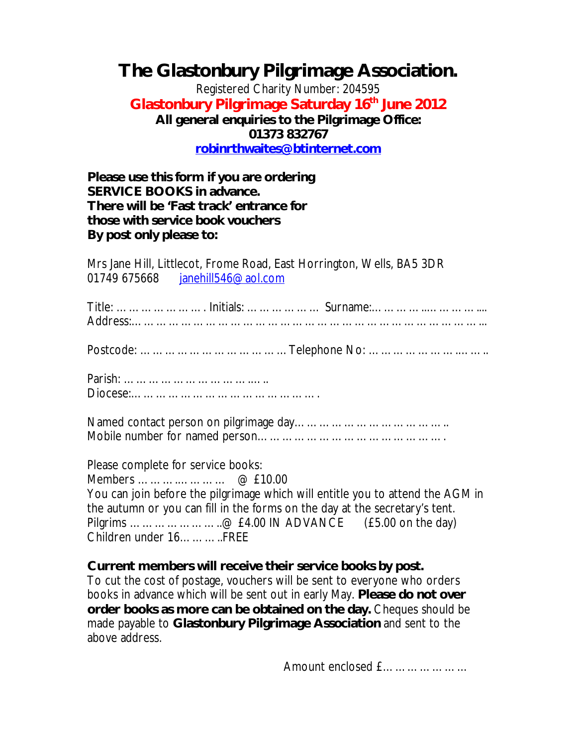# The Glastonbury Pilgrimage Association.

Registered Charity Number: 204595

## Glastonbury Pilgrimage Saturday 16th June 2012

**All general enquiries to the Pilgrimage Office:**
**01373 832767**
**robinrthwaites@btinternet.com**

**Please use this form if you are ordering SERVICE BOOKS in advance.**
**There will be 'Fast track' entrance for those with service book vouchers**
**By post only please to:**

Mrs Jane Hill, Littlecot, Frome Road, East Horrington, Wells, BA5 3DR
01749 675668 janehill546@aol.com

Title: …………………. Initials: ……………… Surname:………………………....
Address:……………………………………………………………………………...

Postcode: ………………………………… Telephone No: ………………………..…..

Parish: ……………………………..…..
Diocese:……………………………………….

Named contact person on pilgrimage day…………………………………..
Mobile number for named person…………………………………………….

Please complete for service books:
Members ………….……… @ £10.00
You can join before the pilgrimage which will entitle you to attend the AGM in the autumn or you can fill in the forms on the day at the secretary's tent.
Pilgrims …………………..@ £4.00 IN ADVANCE (£5.00 on the day)
Children under 16………..FREE

**Current members will receive their service books by post.**
To cut the cost of postage, vouchers will be sent to everyone who orders books in advance which will be sent out in early May. **Please do not over order books as more can be obtained on the day.** Cheques should be made payable to **Glastonbury Pilgrimage Association** and sent to the above address.

Amount enclosed £………………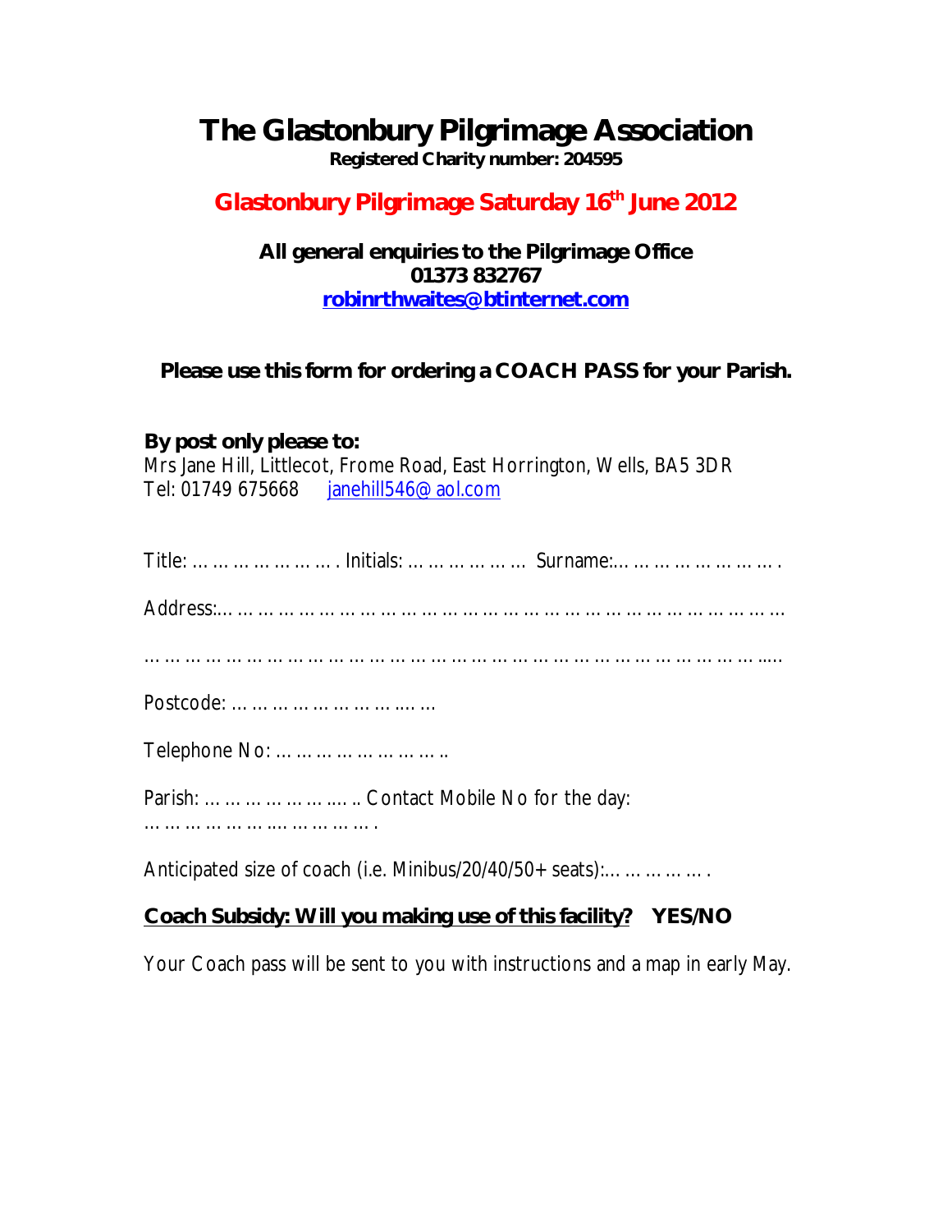# The Glastonbury Pilgrimage Association

**Registered Charity number: 204595**

## Glastonbury Pilgrimage Saturday 16th June 2012

**All general enquiries to the Pilgrimage Office**
**01373 832767**
**robinrthwaites@btinternet.com**

**Please use this form for ordering a COACH PASS for your Parish.**

**By post only please to:**
Mrs Jane Hill, Littlecot, Frome Road, East Horrington, Wells, BA5 3DR
Tel: 01749 675668 janehill546@aol.com

Title: …………………. Initials: ……………… Surname:………………………

Address:……………………………………………………………………………

……………………………………………………………………………………….

Postcode: ……………………….…

Telephone No: ……………………..

Parish: …………………….. Contact Mobile No for the day:
……………………….…………….

Anticipated size of coach (i.e. Minibus/20/40/50+ seats):…………….

**Coach Subsidy: Will you making use of this facility? YES/NO**

Your Coach pass will be sent to you with instructions and a map in early May.